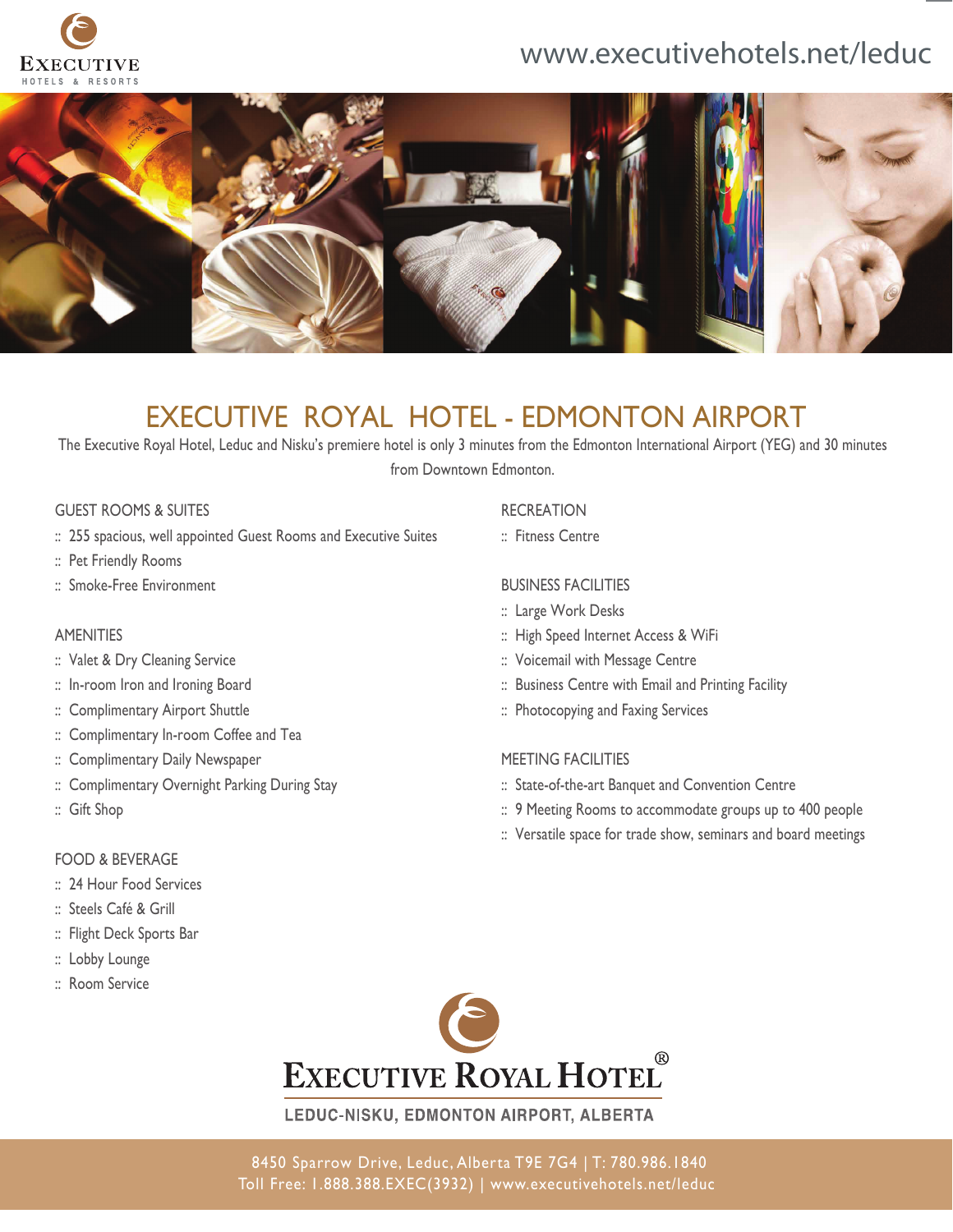EXECUTIVE HOTELS & RESORTS

www.executivehotels.net/leduc

# EXECUTIVE ROYAL HOTEL - EDMONTON AIRPORT

The Executive Royal Hotel, Leduc and Nisku's premiere hotel is only 3 minutes from the Edmonton International Airport (YEG) and 30 minutes from Downtown Edmonton.

## GUEST ROOMS & SUITES

- 255 spacious, well appointed Guest Rooms and Executive Suites
- Pet Friendly Rooms
- Smoke-Free Environment

## AMENITIES

- Valet & Dry Cleaning Service
- In-room Iron and Ironing Board
- Complimentary Airport Shuttle
- Complimentary In-room Coffee and Tea
- Complimentary Daily Newspaper
- Complimentary Overnight Parking During Stay
- Gift Shop

## FOOD & BEVERAGE

- 24 Hour Food Services
- Steels Café & Grill
- Flight Deck Sports Bar
- Lobby Lounge
- Room Service

## RECREATION

- Fitness Centre

## BUSINESS FACILITIES

- Large Work Desks
- High Speed Internet Access & WiFi
- Voicemail with Message Centre
- Business Centre with Email and Printing Facility
- Photocopying and Faxing Services

## MEETING FACILITIES

- State-of-the-art Banquet and Convention Centre
- 9 Meeting Rooms to accommodate groups up to 400 people
- Versatile space for trade show, seminars and board meetings

EXECUTIVE ROYAL HOTEL®

LEDUC-NISKU, EDMONTON AIRPORT, ALBERTA

8450 Sparrow Drive, Leduc, Alberta T9E 7G4 | T: 780.986.1840
Toll Free: 1.888.388.EXEC(3932) | www.executivehotels.net/leduc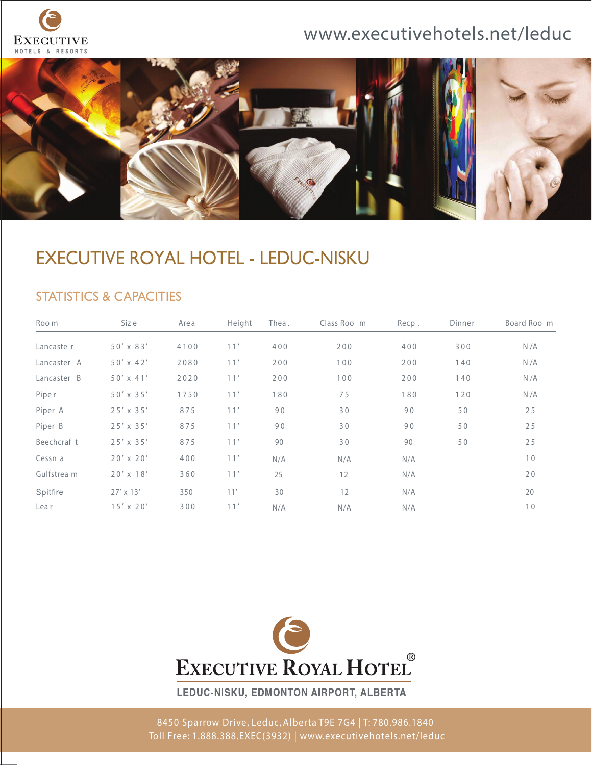www.executivehotels.net/leduc

# EXECUTIVE ROYAL HOTEL - LEDUC-NISKU

## STATISTICS & CAPACITIES

| Room | Size | Area | Height | Thea. | Class Room | Recp. | Dinner | Board Room |
|---|---|---|---|---|---|---|---|---|
| Lancaster | 50′ x 83′ | 4100 | 11′ | 400 | 200 | 400 | 300 | N/A |
| Lancaster A | 50′ x 42′ | 2080 | 11′ | 200 | 100 | 200 | 140 | N/A |
| Lancaster B | 50′ x 41′ | 2020 | 11′ | 200 | 100 | 200 | 140 | N/A |
| Piper | 50′ x 35′ | 1750 | 11′ | 180 | 75 | 180 | 120 | N/A |
| Piper A | 25′ x 35′ | 875 | 11′ | 90 | 30 | 90 | 50 | 25 |
| Piper B | 25′ x 35′ | 875 | 11′ | 90 | 30 | 90 | 50 | 25 |
| Beechcraft | 25′ x 35′ | 875 | 11′ | 90 | 30 | 90 | 50 | 25 |
| Cessna | 20′ x 20′ | 400 | 11′ | N/A | N/A | N/A | | 10 |
| Gulfstream | 20′ x 18′ | 360 | 11′ | 25 | 12 | N/A | | 20 |
| Spitfire | 27′ x 13′ | 350 | 11′ | 30 | 12 | N/A | | 20 |
| Lear | 15′ x 20′ | 300 | 11′ | N/A | N/A | N/A | | 10 |

EXECUTIVE ROYAL HOTEL®

LEDUC-NISKU, EDMONTON AIRPORT, ALBERTA

8450 Sparrow Drive, Leduc, Alberta T9E 7G4 | T: 780.986.1840
Toll Free: 1.888.388.EXEC(3932) | www.executivehotels.net/leduc